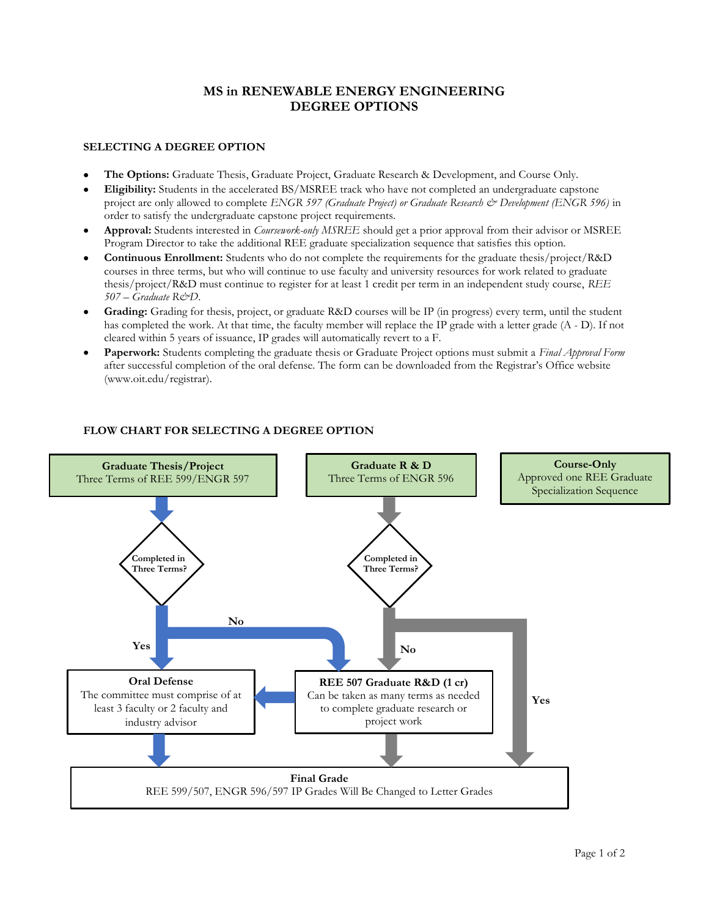# MS in RENEWABLE ENERGY ENGINEERING
# DEGREE OPTIONS

## SELECTING A DEGREE OPTION

- **The Options:** Graduate Thesis, Graduate Project, Graduate Research & Development, and Course Only.
- **Eligibility:** Students in the accelerated BS/MSREE track who have not completed an undergraduate capstone project are only allowed to complete *ENGR 597 (Graduate Project) or Graduate Research & Development (ENGR 596)* in order to satisfy the undergraduate capstone project requirements.
- **Approval:** Students interested in *Coursework-only MSREE* should get a prior approval from their advisor or MSREE Program Director to take the additional REE graduate specialization sequence that satisfies this option.
- **Continuous Enrollment:** Students who do not complete the requirements for the graduate thesis/project/R&D courses in three terms, but who will continue to use faculty and university resources for work related to graduate thesis/project/R&D must continue to register for at least 1 credit per term in an independent study course, *REE 507 – Graduate R&D*.
- **Grading:** Grading for thesis, project, or graduate R&D courses will be IP (in progress) every term, until the student has completed the work. At that time, the faculty member will replace the IP grade with a letter grade (A - D). If not cleared within 5 years of issuance, IP grades will automatically revert to a F.
- **Paperwork:** Students completing the graduate thesis or Graduate Project options must submit a *Final Approval Form* after successful completion of the oral defense. The form can be downloaded from the Registrar's Office website (www.oit.edu/registrar).

## FLOW CHART FOR SELECTING A DEGREE OPTION

**Graduate Thesis/Project**
Three Terms of REE 599/ENGR 597

**Graduate R & D**
Three Terms of ENGR 596

**Course-Only**
Approved one REE Graduate Specialization Sequence

**Completed in Three Terms?**

Yes → Oral Defense (Thesis/Project); Final Grade (R & D)

No → REE 507 Graduate R&D

**REE 507 Graduate R&D (1 cr)**
Can be taken as many terms as needed to complete graduate research or project work

**Oral Defense**
The committee must comprise of at least 3 faculty or 2 faculty and industry advisor

**Final Grade**
REE 599/507, ENGR 596/597 IP Grades Will Be Changed to Letter Grades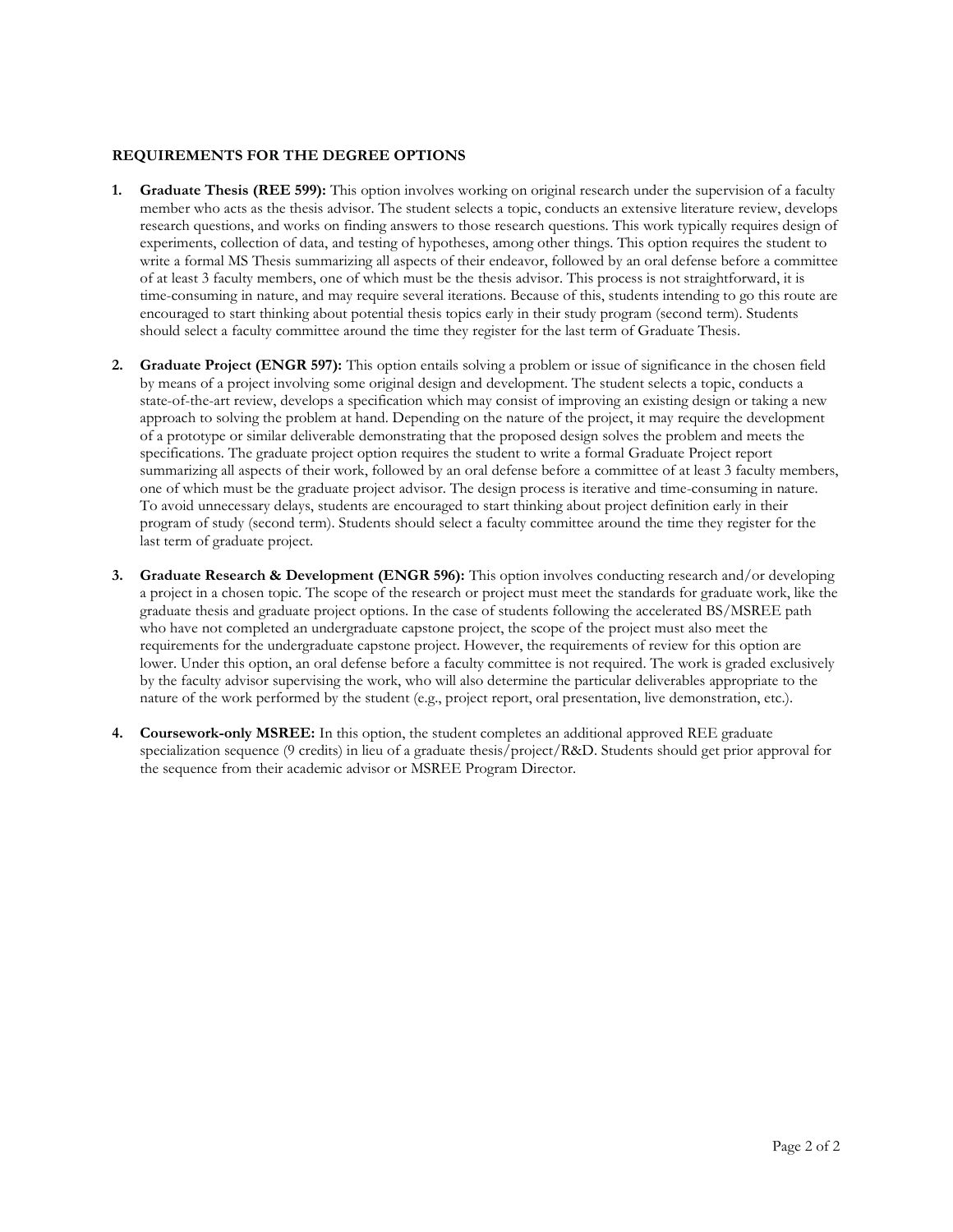**REQUIREMENTS FOR THE DEGREE OPTIONS**

1. **Graduate Thesis (REE 599):** This option involves working on original research under the supervision of a faculty member who acts as the thesis advisor. The student selects a topic, conducts an extensive literature review, develops research questions, and works on finding answers to those research questions. This work typically requires design of experiments, collection of data, and testing of hypotheses, among other things. This option requires the student to write a formal MS Thesis summarizing all aspects of their endeavor, followed by an oral defense before a committee of at least 3 faculty members, one of which must be the thesis advisor. This process is not straightforward, it is time-consuming in nature, and may require several iterations. Because of this, students intending to go this route are encouraged to start thinking about potential thesis topics early in their study program (second term). Students should select a faculty committee around the time they register for the last term of Graduate Thesis.

2. **Graduate Project (ENGR 597):** This option entails solving a problem or issue of significance in the chosen field by means of a project involving some original design and development. The student selects a topic, conducts a state-of-the-art review, develops a specification which may consist of improving an existing design or taking a new approach to solving the problem at hand. Depending on the nature of the project, it may require the development of a prototype or similar deliverable demonstrating that the proposed design solves the problem and meets the specifications. The graduate project option requires the student to write a formal Graduate Project report summarizing all aspects of their work, followed by an oral defense before a committee of at least 3 faculty members, one of which must be the graduate project advisor. The design process is iterative and time-consuming in nature. To avoid unnecessary delays, students are encouraged to start thinking about project definition early in their program of study (second term). Students should select a faculty committee around the time they register for the last term of graduate project.

3. **Graduate Research & Development (ENGR 596):** This option involves conducting research and/or developing a project in a chosen topic. The scope of the research or project must meet the standards for graduate work, like the graduate thesis and graduate project options. In the case of students following the accelerated BS/MSREE path who have not completed an undergraduate capstone project, the scope of the project must also meet the requirements for the undergraduate capstone project. However, the requirements of review for this option are lower. Under this option, an oral defense before a faculty committee is not required. The work is graded exclusively by the faculty advisor supervising the work, who will also determine the particular deliverables appropriate to the nature of the work performed by the student (e.g., project report, oral presentation, live demonstration, etc.).

4. **Coursework-only MSREE:** In this option, the student completes an additional approved REE graduate specialization sequence (9 credits) in lieu of a graduate thesis/project/R&D. Students should get prior approval for the sequence from their academic advisor or MSREE Program Director.